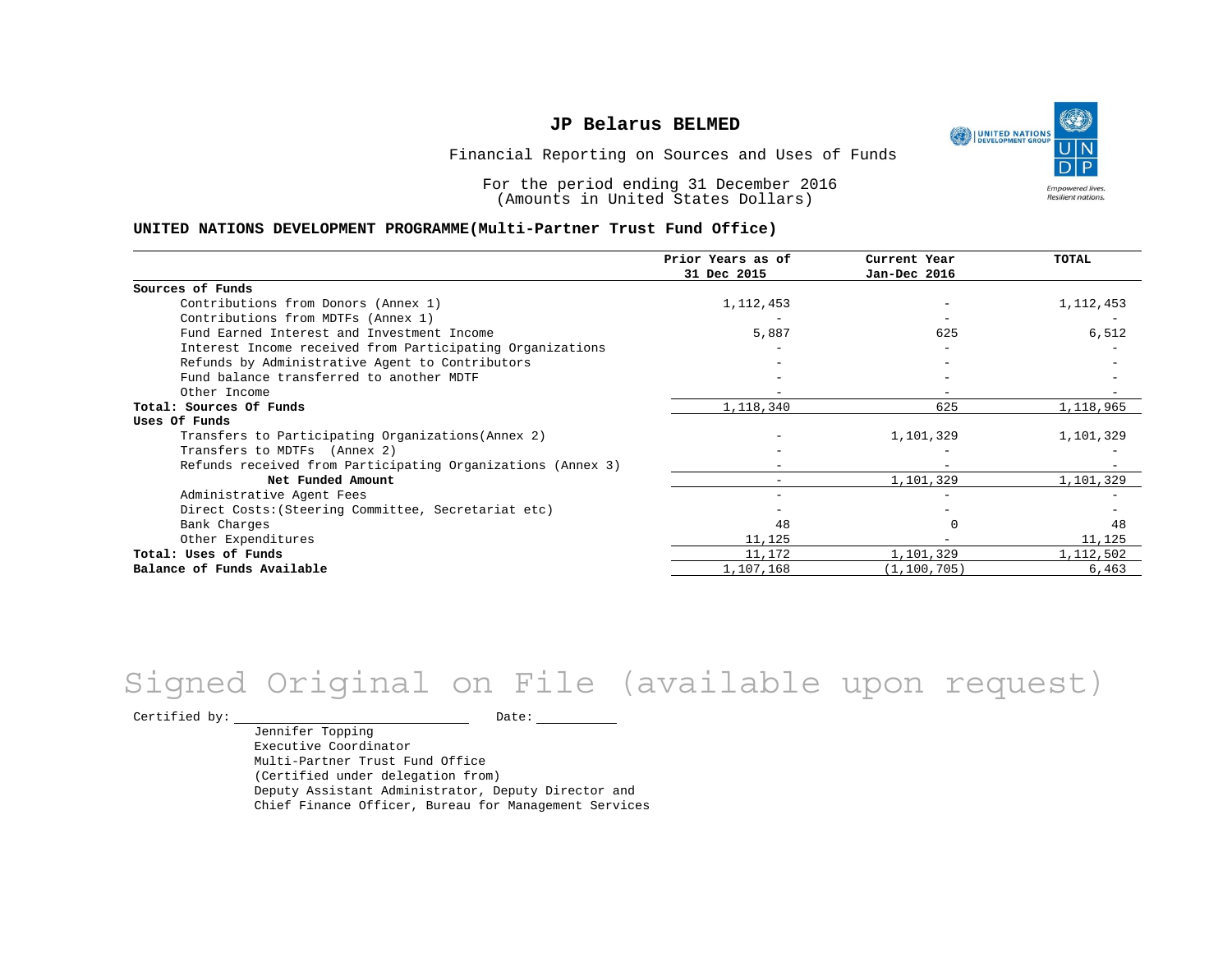# JP Belarus BELMED

Financial Reporting on Sources and Uses of Funds

For the period ending 31 December 2016
(Amounts in United States Dollars)

**UNITED NATIONS DEVELOPMENT PROGRAMME(Multi-Partner Trust Fund Office)**

| | Prior Years as of 31 Dec 2015 | Current Year Jan-Dec 2016 | TOTAL |
|---|---|---|---|
| **Sources of Funds** | | | |
| Contributions from Donors (Annex 1) | 1,112,453 | - | 1,112,453 |
| Contributions from MDTFs (Annex 1) | - | - | - |
| Fund Earned Interest and Investment Income | 5,887 | 625 | 6,512 |
| Interest Income received from Participating Organizations | - | - | - |
| Refunds by Administrative Agent to Contributors | - | - | - |
| Fund balance transferred to another MDTF | - | - | - |
| Other Income | - | - | - |
| **Total: Sources Of Funds** | 1,118,340 | 625 | 1,118,965 |
| **Uses Of Funds** | | | |
| Transfers to Participating Organizations(Annex 2) | - | 1,101,329 | 1,101,329 |
| Transfers to MDTFs (Annex 2) | - | - | - |
| Refunds received from Participating Organizations (Annex 3) | - | - | - |
| **Net Funded Amount** | - | 1,101,329 | 1,101,329 |
| Administrative Agent Fees | - | - | - |
| Direct Costs:(Steering Committee, Secretariat etc) | - | - | - |
| Bank Charges | 48 | 0 | 48 |
| Other Expenditures | 11,125 | - | 11,125 |
| **Total: Uses of Funds** | 11,172 | 1,101,329 | 1,112,502 |
| **Balance of Funds Available** | 1,107,168 | (1,100,705) | 6,463 |

Signed Original on File (available upon request)

Certified by: ______________________ Date: __________

Jennifer Topping
Executive Coordinator
Multi-Partner Trust Fund Office
(Certified under delegation from)
Deputy Assistant Administrator, Deputy Director and
Chief Finance Officer, Bureau for Management Services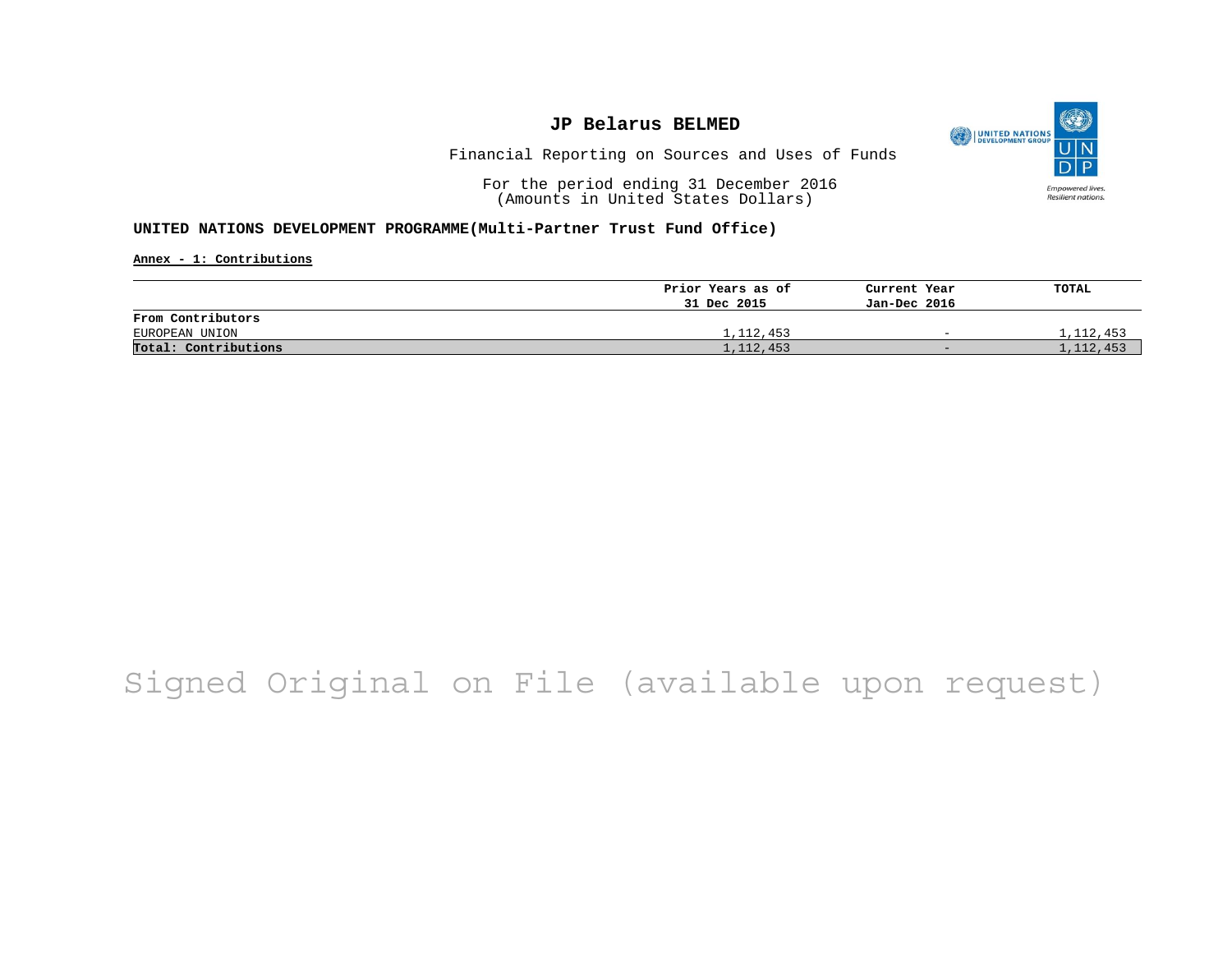# JP Belarus BELMED

Financial Reporting on Sources and Uses of Funds

For the period ending 31 December 2016
(Amounts in United States Dollars)

**UNITED NATIONS DEVELOPMENT PROGRAMME(Multi-Partner Trust Fund Office)**

**Annex - 1: Contributions**

| | Prior Years as of 31 Dec 2015 | Current Year Jan-Dec 2016 | TOTAL |
|---|---|---|---|
| **From Contributors** | | | |
| EUROPEAN UNION | 1,112,453 | - | 1,112,453 |
| **Total: Contributions** | 1,112,453 | - | 1,112,453 |

Signed Original on File (available upon request)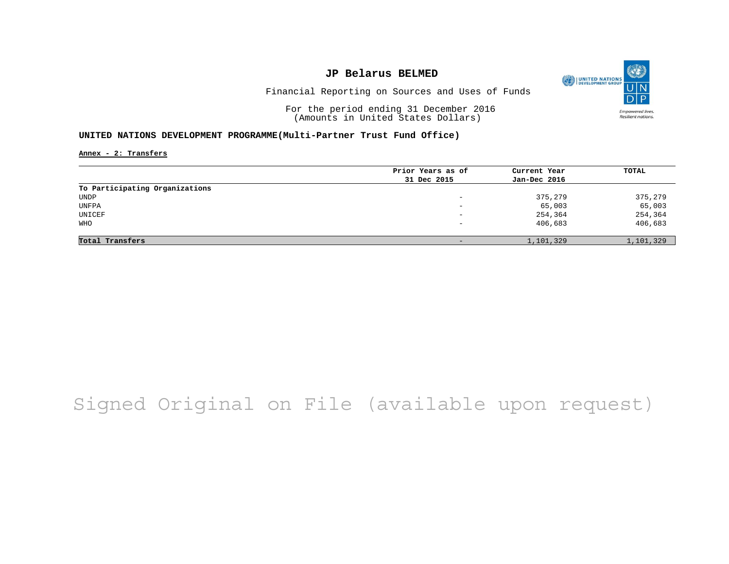# JP Belarus BELMED

Financial Reporting on Sources and Uses of Funds

For the period ending 31 December 2016
(Amounts in United States Dollars)

## UNITED NATIONS DEVELOPMENT PROGRAMME(Multi-Partner Trust Fund Office)

**Annex - 2: Transfers**

| | Prior Years as of 31 Dec 2015 | Current Year Jan-Dec 2016 | TOTAL |
|---|---|---|---|
| **To Participating Organizations** | | | |
| UNDP | - | 375,279 | 375,279 |
| UNFPA | - | 65,003 | 65,003 |
| UNICEF | - | 254,364 | 254,364 |
| WHO | - | 406,683 | 406,683 |
| **Total Transfers** | - | 1,101,329 | 1,101,329 |

Signed Original on File (available upon request)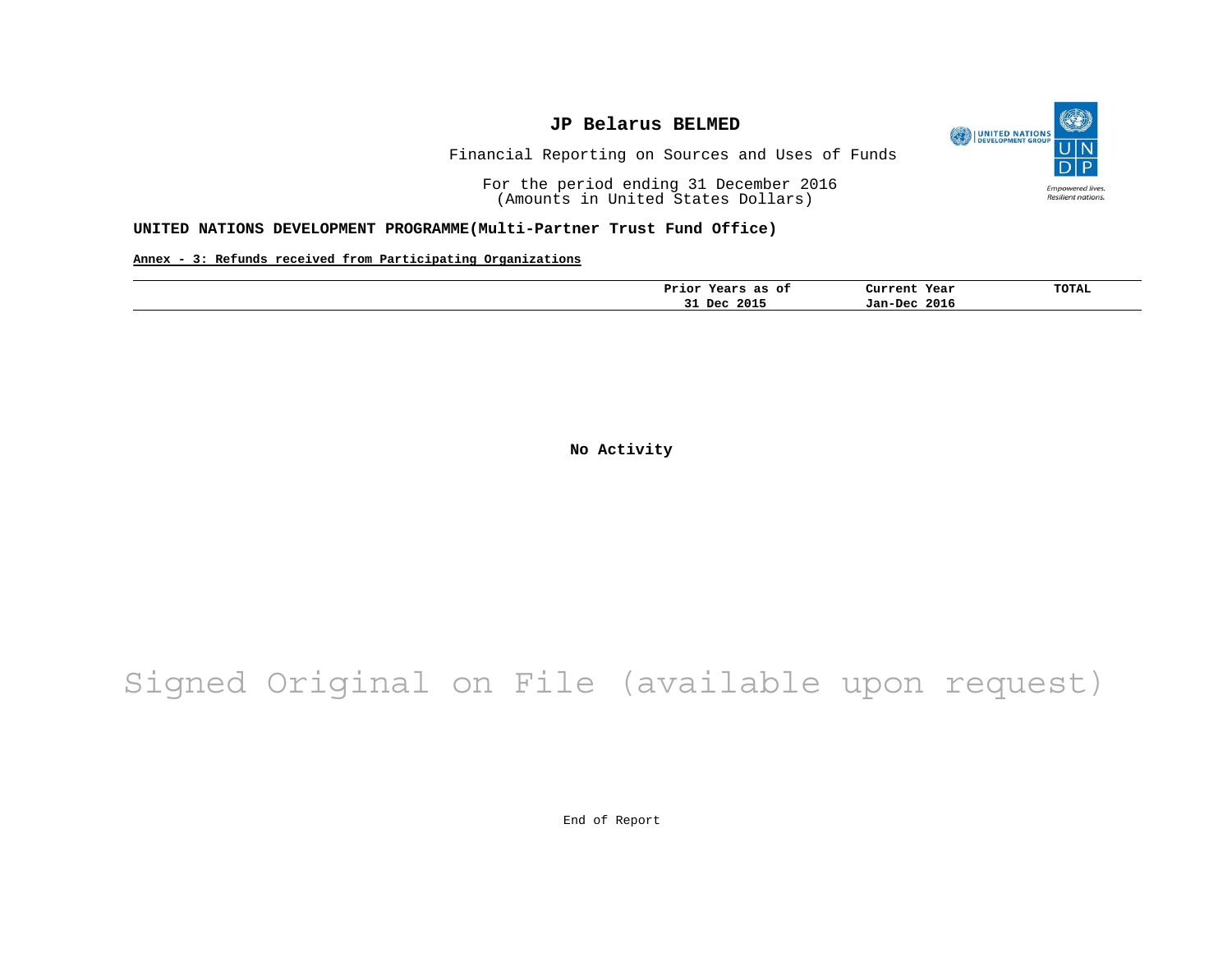# JP Belarus BELMED

Financial Reporting on Sources and Uses of Funds

For the period ending 31 December 2016
(Amounts in United States Dollars)

## UNITED NATIONS DEVELOPMENT PROGRAMME(Multi-Partner Trust Fund Office)

**Annex - 3: Refunds received from Participating Organizations**

| | Prior Years as of 31 Dec 2015 | Current Year Jan-Dec 2016 | TOTAL |
|---|---|---|---|

**No Activity**

Signed Original on File (available upon request)

End of Report